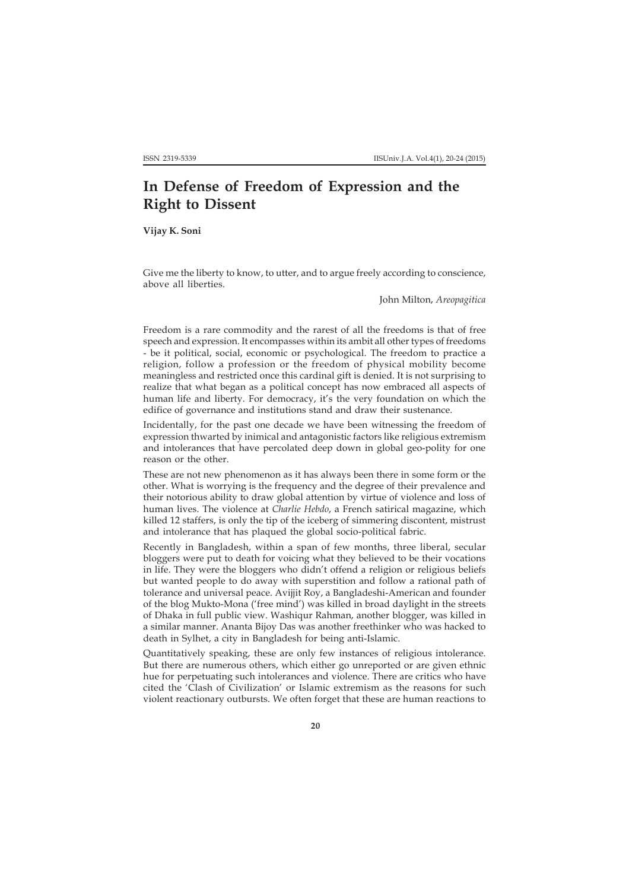# In Defense of Freedom of Expression and the Right to Dissent

**Vijay K. Soni**

Give me the liberty to know, to utter, and to argue freely according to conscience, above all liberties.

John Milton, *Areopagitica*

Freedom is a rare commodity and the rarest of all the freedoms is that of free speech and expression. It encompasses within its ambit all other types of freedoms - be it political, social, economic or psychological. The freedom to practice a religion, follow a profession or the freedom of physical mobility become meaningless and restricted once this cardinal gift is denied. It is not surprising to realize that what began as a political concept has now embraced all aspects of human life and liberty. For democracy, it's the very foundation on which the edifice of governance and institutions stand and draw their sustenance.

Incidentally, for the past one decade we have been witnessing the freedom of expression thwarted by inimical and antagonistic factors like religious extremism and intolerances that have percolated deep down in global geo-polity for one reason or the other.

These are not new phenomenon as it has always been there in some form or the other. What is worrying is the frequency and the degree of their prevalence and their notorious ability to draw global attention by virtue of violence and loss of human lives. The violence at *Charlie Hebdo*, a French satirical magazine, which killed 12 staffers, is only the tip of the iceberg of simmering discontent, mistrust and intolerance that has plaqued the global socio-political fabric.

Recently in Bangladesh, within a span of few months, three liberal, secular bloggers were put to death for voicing what they believed to be their vocations in life. They were the bloggers who didn't offend a religion or religious beliefs but wanted people to do away with superstition and follow a rational path of tolerance and universal peace. Avijjit Roy, a Bangladeshi-American and founder of the blog Mukto-Mona ('free mind') was killed in broad daylight in the streets of Dhaka in full public view. Washiqur Rahman, another blogger, was killed in a similar manner. Ananta Bijoy Das was another freethinker who was hacked to death in Sylhet, a city in Bangladesh for being anti-Islamic.

Quantitatively speaking, these are only few instances of religious intolerance. But there are numerous others, which either go unreported or are given ethnic hue for perpetuating such intolerances and violence. There are critics who have cited the 'Clash of Civilization' or Islamic extremism as the reasons for such violent reactionary outbursts. We often forget that these are human reactions to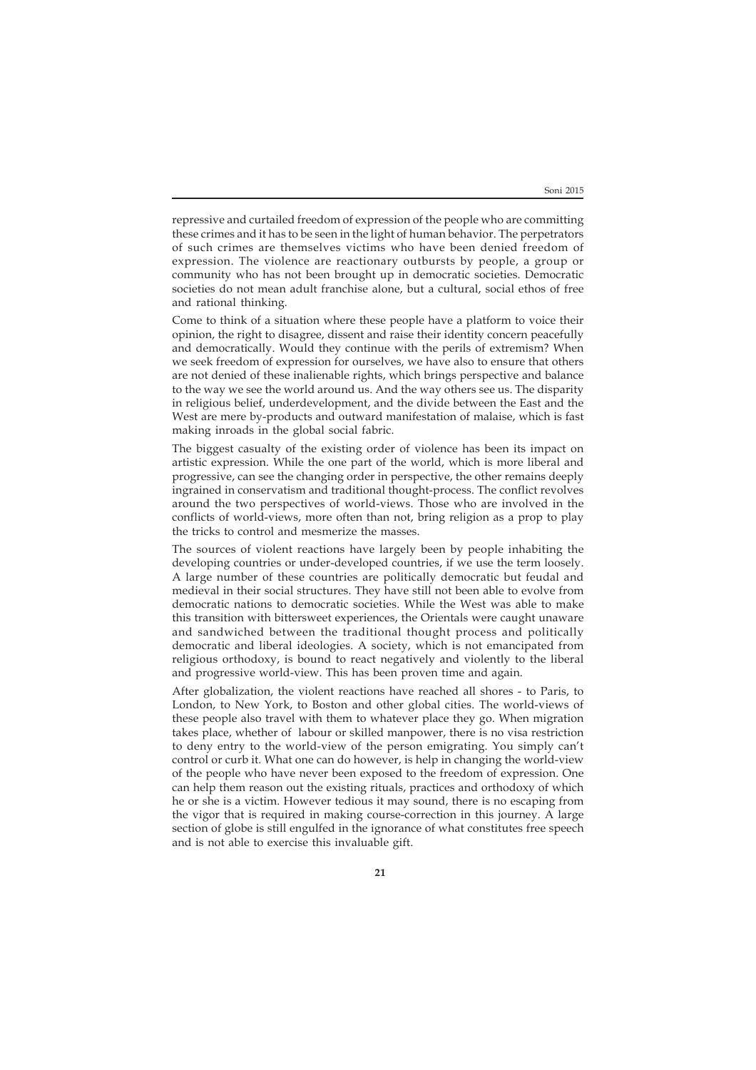repressive and curtailed freedom of expression of the people who are committing these crimes and it has to be seen in the light of human behavior. The perpetrators of such crimes are themselves victims who have been denied freedom of expression. The violence are reactionary outbursts by people, a group or community who has not been brought up in democratic societies. Democratic societies do not mean adult franchise alone, but a cultural, social ethos of free and rational thinking.

Come to think of a situation where these people have a platform to voice their opinion, the right to disagree, dissent and raise their identity concern peacefully and democratically. Would they continue with the perils of extremism? When we seek freedom of expression for ourselves, we have also to ensure that others are not denied of these inalienable rights, which brings perspective and balance to the way we see the world around us. And the way others see us. The disparity in religious belief, underdevelopment, and the divide between the East and the West are mere by-products and outward manifestation of malaise, which is fast making inroads in the global social fabric.

The biggest casualty of the existing order of violence has been its impact on artistic expression. While the one part of the world, which is more liberal and progressive, can see the changing order in perspective, the other remains deeply ingrained in conservatism and traditional thought-process. The conflict revolves around the two perspectives of world-views. Those who are involved in the conflicts of world-views, more often than not, bring religion as a prop to play the tricks to control and mesmerize the masses.

The sources of violent reactions have largely been by people inhabiting the developing countries or under-developed countries, if we use the term loosely. A large number of these countries are politically democratic but feudal and medieval in their social structures. They have still not been able to evolve from democratic nations to democratic societies. While the West was able to make this transition with bittersweet experiences, the Orientals were caught unaware and sandwiched between the traditional thought process and politically democratic and liberal ideologies. A society, which is not emancipated from religious orthodoxy, is bound to react negatively and violently to the liberal and progressive world-view. This has been proven time and again.

After globalization, the violent reactions have reached all shores - to Paris, to London, to New York, to Boston and other global cities. The world-views of these people also travel with them to whatever place they go. When migration takes place, whether of labour or skilled manpower, there is no visa restriction to deny entry to the world-view of the person emigrating. You simply can't control or curb it. What one can do however, is help in changing the world-view of the people who have never been exposed to the freedom of expression. One can help them reason out the existing rituals, practices and orthodoxy of which he or she is a victim. However tedious it may sound, there is no escaping from the vigor that is required in making course-correction in this journey. A large section of globe is still engulfed in the ignorance of what constitutes free speech and is not able to exercise this invaluable gift.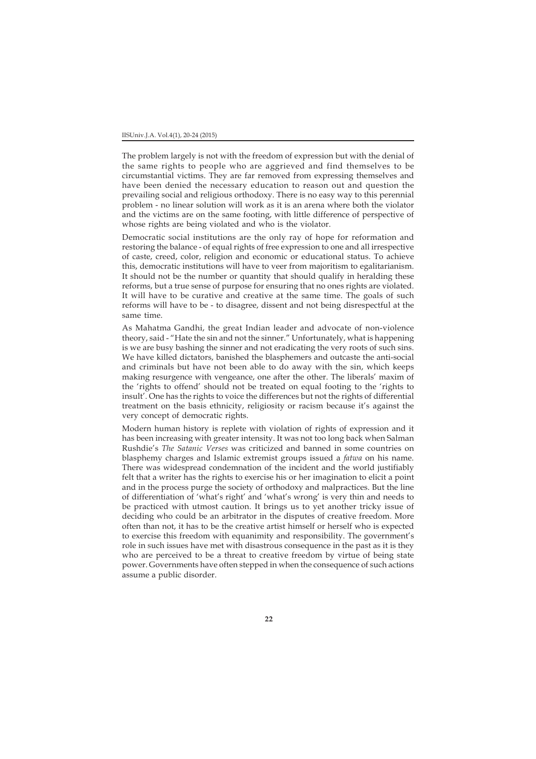The problem largely is not with the freedom of expression but with the denial of the same rights to people who are aggrieved and find themselves to be circumstantial victims. They are far removed from expressing themselves and have been denied the necessary education to reason out and question the prevailing social and religious orthodoxy. There is no easy way to this perennial problem - no linear solution will work as it is an arena where both the violator and the victims are on the same footing, with little difference of perspective of whose rights are being violated and who is the violator.

Democratic social institutions are the only ray of hope for reformation and restoring the balance - of equal rights of free expression to one and all irrespective of caste, creed, color, religion and economic or educational status. To achieve this, democratic institutions will have to veer from majoritism to egalitarianism. It should not be the number or quantity that should qualify in heralding these reforms, but a true sense of purpose for ensuring that no ones rights are violated. It will have to be curative and creative at the same time. The goals of such reforms will have to be - to disagree, dissent and not being disrespectful at the same time.

As Mahatma Gandhi, the great Indian leader and advocate of non-violence theory, said - "Hate the sin and not the sinner." Unfortunately, what is happening is we are busy bashing the sinner and not eradicating the very roots of such sins. We have killed dictators, banished the blasphemers and outcaste the anti-social and criminals but have not been able to do away with the sin, which keeps making resurgence with vengeance, one after the other. The liberals' maxim of the 'rights to offend' should not be treated on equal footing to the 'rights to insult'. One has the rights to voice the differences but not the rights of differential treatment on the basis ethnicity, religiosity or racism because it's against the very concept of democratic rights.

Modern human history is replete with violation of rights of expression and it has been increasing with greater intensity. It was not too long back when Salman Rushdie's *The Satanic Verses* was criticized and banned in some countries on blasphemy charges and Islamic extremist groups issued a *fatwa* on his name. There was widespread condemnation of the incident and the world justifiably felt that a writer has the rights to exercise his or her imagination to elicit a point and in the process purge the society of orthodoxy and malpractices. But the line of differentiation of 'what's right' and 'what's wrong' is very thin and needs to be practiced with utmost caution. It brings us to yet another tricky issue of deciding who could be an arbitrator in the disputes of creative freedom. More often than not, it has to be the creative artist himself or herself who is expected to exercise this freedom with equanimity and responsibility. The government's role in such issues have met with disastrous consequence in the past as it is they who are perceived to be a threat to creative freedom by virtue of being state power. Governments have often stepped in when the consequence of such actions assume a public disorder.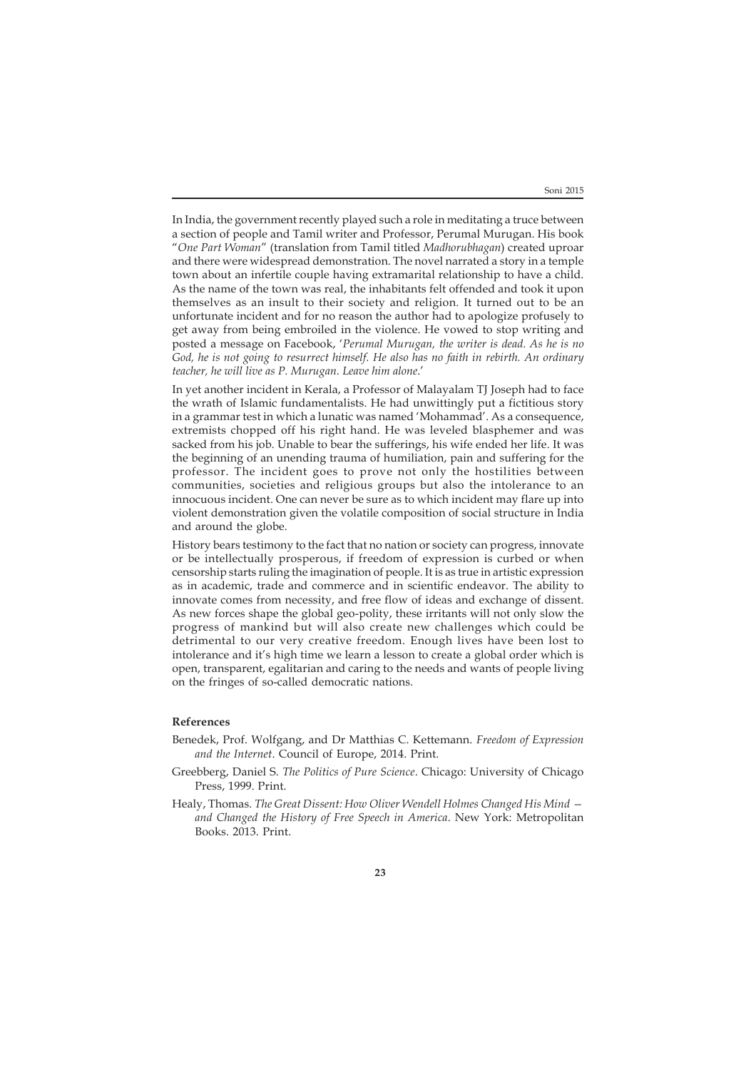In India, the government recently played such a role in meditating a truce between a section of people and Tamil writer and Professor, Perumal Murugan. His book "*One Part Woman*" (translation from Tamil titled *Madhorubhagan*) created uproar and there were widespread demonstration. The novel narrated a story in a temple town about an infertile couple having extramarital relationship to have a child. As the name of the town was real, the inhabitants felt offended and took it upon themselves as an insult to their society and religion. It turned out to be an unfortunate incident and for no reason the author had to apologize profusely to get away from being embroiled in the violence. He vowed to stop writing and posted a message on Facebook, '*Perumal Murugan, the writer is dead. As he is no God, he is not going to resurrect himself. He also has no faith in rebirth. An ordinary teacher, he will live as P. Murugan. Leave him alone*.'

In yet another incident in Kerala, a Professor of Malayalam TJ Joseph had to face the wrath of Islamic fundamentalists. He had unwittingly put a fictitious story in a grammar test in which a lunatic was named 'Mohammad'. As a consequence, extremists chopped off his right hand. He was leveled blasphemer and was sacked from his job. Unable to bear the sufferings, his wife ended her life. It was the beginning of an unending trauma of humiliation, pain and suffering for the professor. The incident goes to prove not only the hostilities between communities, societies and religious groups but also the intolerance to an innocuous incident. One can never be sure as to which incident may flare up into violent demonstration given the volatile composition of social structure in India and around the globe.

History bears testimony to the fact that no nation or society can progress, innovate or be intellectually prosperous, if freedom of expression is curbed or when censorship starts ruling the imagination of people. It is as true in artistic expression as in academic, trade and commerce and in scientific endeavor. The ability to innovate comes from necessity, and free flow of ideas and exchange of dissent. As new forces shape the global geo-polity, these irritants will not only slow the progress of mankind but will also create new challenges which could be detrimental to our very creative freedom. Enough lives have been lost to intolerance and it's high time we learn a lesson to create a global order which is open, transparent, egalitarian and caring to the needs and wants of people living on the fringes of so-called democratic nations.

**References**

Benedek, Prof. Wolfgang, and Dr Matthias C. Kettemann. *Freedom of Expression and the Internet*. Council of Europe, 2014. Print.

Greebberg, Daniel S. *The Politics of Pure Science*. Chicago: University of Chicago Press, 1999. Print.

Healy, Thomas. *The Great Dissent: How Oliver Wendell Holmes Changed His Mind — and Changed the History of Free Speech in America*. New York: Metropolitan Books. 2013. Print.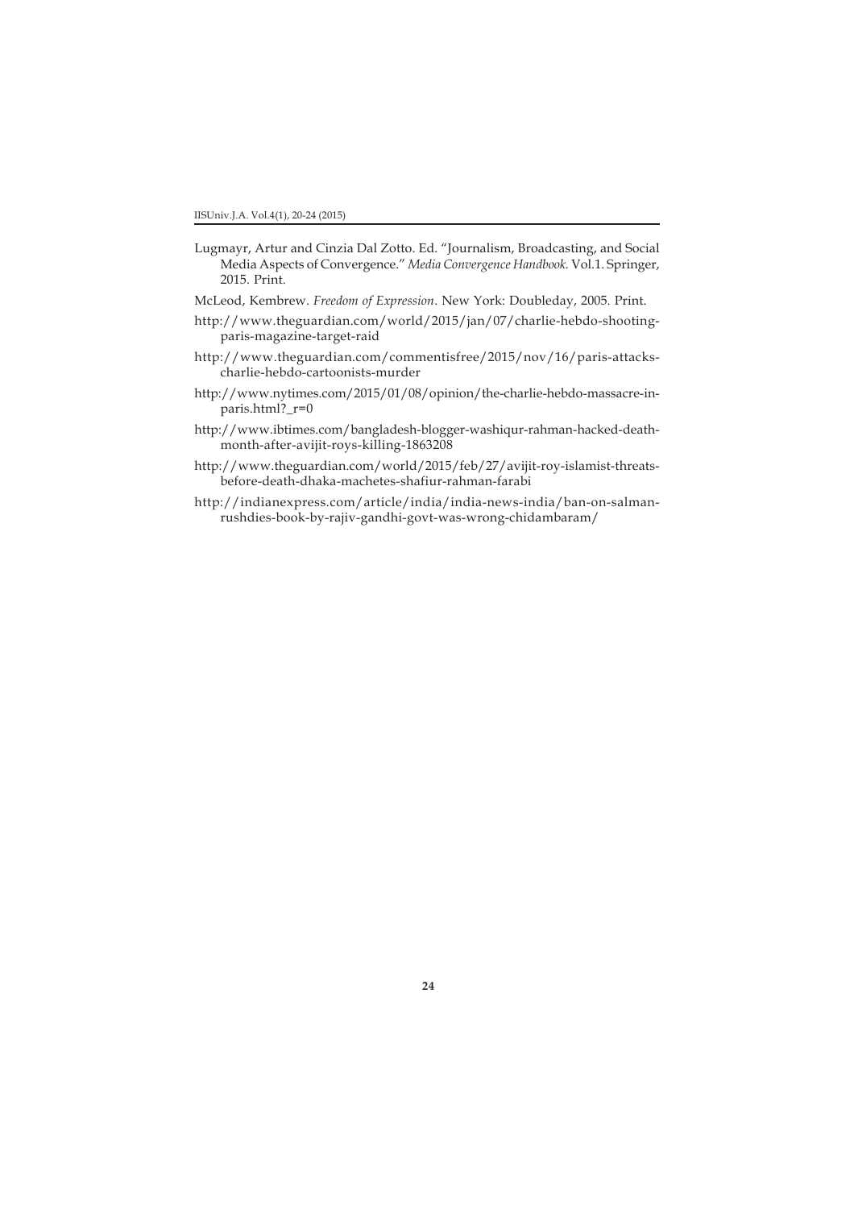Lugmayr, Artur and Cinzia Dal Zotto. Ed. "Journalism, Broadcasting, and Social Media Aspects of Convergence." *Media Convergence Handbook.* Vol.1. Springer, 2015. Print.

McLeod, Kembrew. *Freedom of Expression*. New York: Doubleday, 2005. Print.

http://www.theguardian.com/world/2015/jan/07/charlie-hebdo-shooting-paris-magazine-target-raid

http://www.theguardian.com/commentisfree/2015/nov/16/paris-attacks-charlie-hebdo-cartoonists-murder

http://www.nytimes.com/2015/01/08/opinion/the-charlie-hebdo-massacre-in-paris.html?_r=0

http://www.ibtimes.com/bangladesh-blogger-washiqur-rahman-hacked-death-month-after-avijit-roys-killing-1863208

http://www.theguardian.com/world/2015/feb/27/avijit-roy-islamist-threats-before-death-dhaka-machetes-shafiur-rahman-farabi

http://indianexpress.com/article/india/india-news-india/ban-on-salman-rushdies-book-by-rajiv-gandhi-govt-was-wrong-chidambaram/